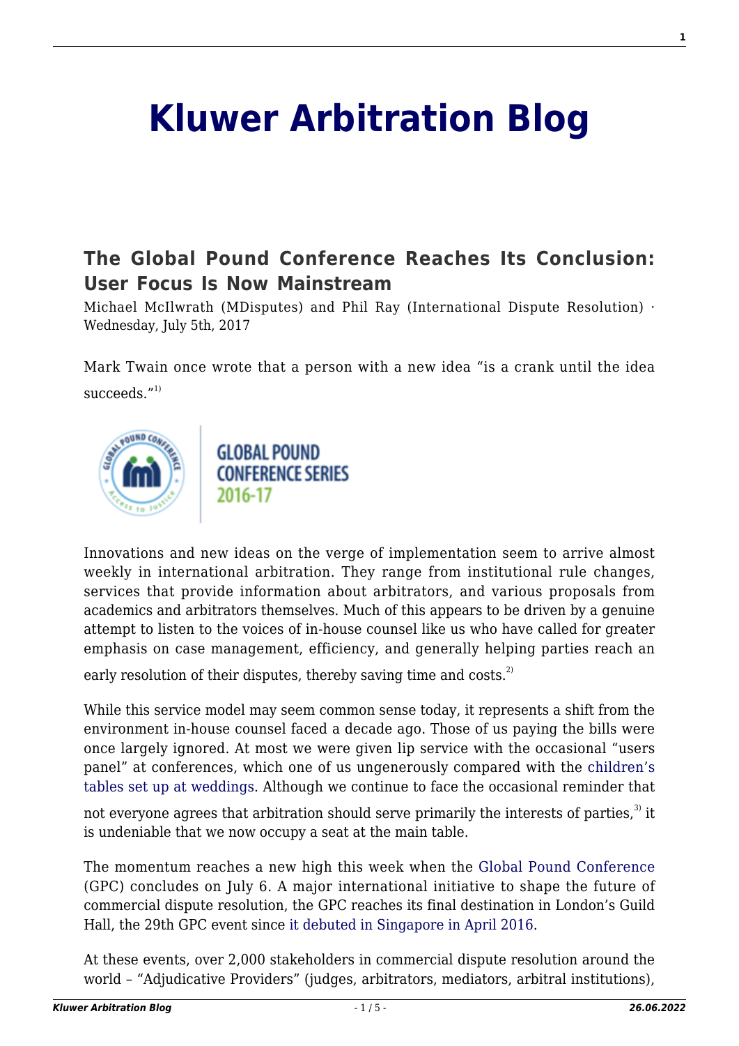# Kluwer Arbitration Blog

## The Global Pound Conference Reaches Its Conclusion: User Focus Is Now Mainstream

Michael McIlwrath (MDisputes) and Phil Ray (International Dispute Resolution) · Wednesday, July 5th, 2017

Mark Twain once wrote that a person with a new idea "is a crank until the idea succeeds."[1)]

Innovations and new ideas on the verge of implementation seem to arrive almost weekly in international arbitration. They range from institutional rule changes, services that provide information about arbitrators, and various proposals from academics and arbitrators themselves. Much of this appears to be driven by a genuine attempt to listen to the voices of in-house counsel like us who have called for greater emphasis on case management, efficiency, and generally helping parties reach an early resolution of their disputes, thereby saving time and costs.[2)]

While this service model may seem common sense today, it represents a shift from the environment in-house counsel faced a decade ago. Those of us paying the bills were once largely ignored. At most we were given lip service with the occasional "users panel" at conferences, which one of us ungenerously compared with the children's tables set up at weddings. Although we continue to face the occasional reminder that not everyone agrees that arbitration should serve primarily the interests of parties,[3)] it is undeniable that we now occupy a seat at the main table.

The momentum reaches a new high this week when the Global Pound Conference (GPC) concludes on July 6. A major international initiative to shape the future of commercial dispute resolution, the GPC reaches its final destination in London's Guild Hall, the 29th GPC event since it debuted in Singapore in April 2016.

At these events, over 2,000 stakeholders in commercial dispute resolution around the world – "Adjudicative Providers" (judges, arbitrators, mediators, arbitral institutions),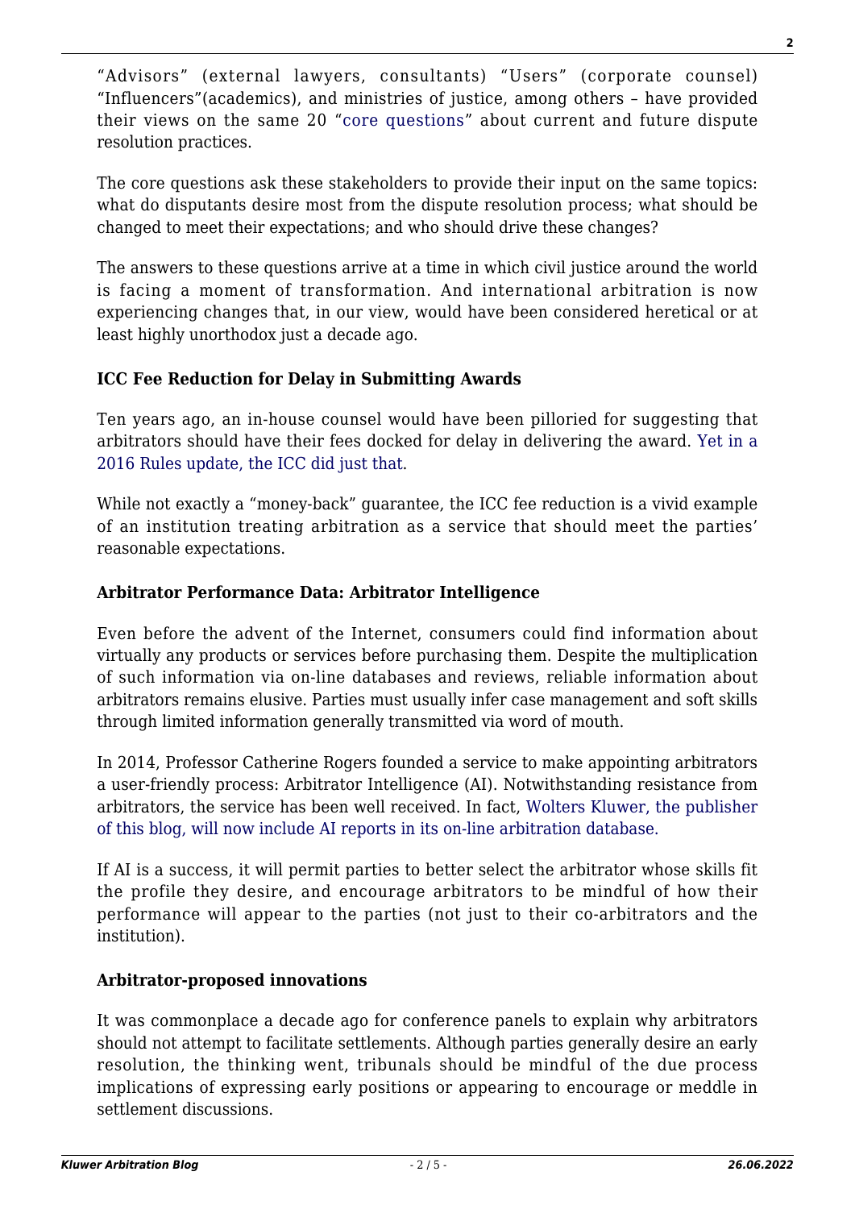"Advisors" (external lawyers, consultants) "Users" (corporate counsel) "Influencers"(academics), and ministries of justice, among others – have provided their views on the same 20 "core questions" about current and future dispute resolution practices.

The core questions ask these stakeholders to provide their input on the same topics: what do disputants desire most from the dispute resolution process; what should be changed to meet their expectations; and who should drive these changes?

The answers to these questions arrive at a time in which civil justice around the world is facing a moment of transformation. And international arbitration is now experiencing changes that, in our view, would have been considered heretical or at least highly unorthodox just a decade ago.

**ICC Fee Reduction for Delay in Submitting Awards**

Ten years ago, an in-house counsel would have been pilloried for suggesting that arbitrators should have their fees docked for delay in delivering the award. Yet in a 2016 Rules update, the ICC did just that.

While not exactly a "money-back" guarantee, the ICC fee reduction is a vivid example of an institution treating arbitration as a service that should meet the parties' reasonable expectations.

**Arbitrator Performance Data: Arbitrator Intelligence**

Even before the advent of the Internet, consumers could find information about virtually any products or services before purchasing them. Despite the multiplication of such information via on-line databases and reviews, reliable information about arbitrators remains elusive. Parties must usually infer case management and soft skills through limited information generally transmitted via word of mouth.

In 2014, Professor Catherine Rogers founded a service to make appointing arbitrators a user-friendly process: Arbitrator Intelligence (AI). Notwithstanding resistance from arbitrators, the service has been well received. In fact, Wolters Kluwer, the publisher of this blog, will now include AI reports in its on-line arbitration database.

If AI is a success, it will permit parties to better select the arbitrator whose skills fit the profile they desire, and encourage arbitrators to be mindful of how their performance will appear to the parties (not just to their co-arbitrators and the institution).

**Arbitrator-proposed innovations**

It was commonplace a decade ago for conference panels to explain why arbitrators should not attempt to facilitate settlements. Although parties generally desire an early resolution, the thinking went, tribunals should be mindful of the due process implications of expressing early positions or appearing to encourage or meddle in settlement discussions.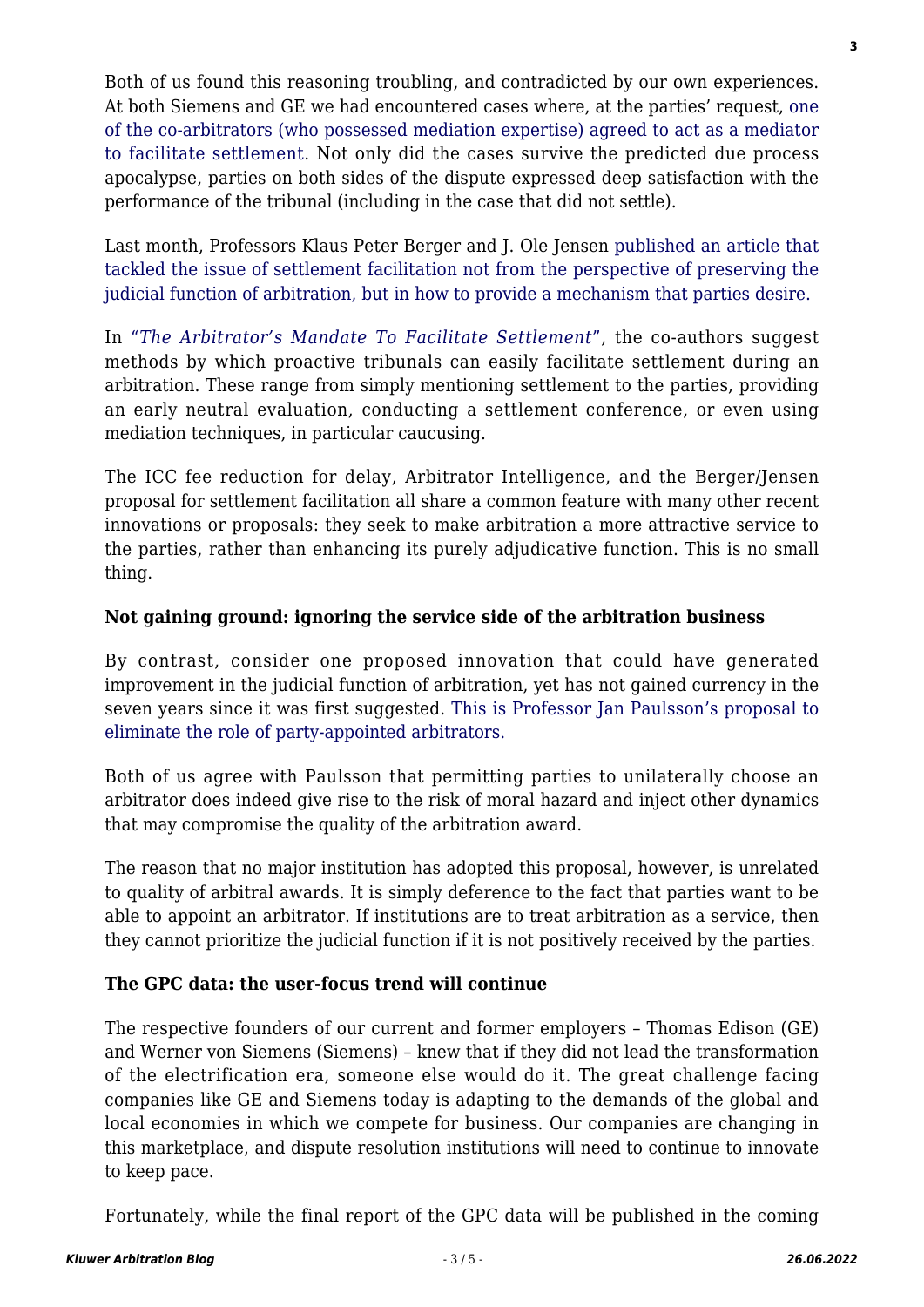Both of us found this reasoning troubling, and contradicted by our own experiences. At both Siemens and GE we had encountered cases where, at the parties' request, one of the co-arbitrators (who possessed mediation expertise) agreed to act as a mediator to facilitate settlement. Not only did the cases survive the predicted due process apocalypse, parties on both sides of the dispute expressed deep satisfaction with the performance of the tribunal (including in the case that did not settle).

Last month, Professors Klaus Peter Berger and J. Ole Jensen published an article that tackled the issue of settlement facilitation not from the perspective of preserving the judicial function of arbitration, but in how to provide a mechanism that parties desire.

In "*The Arbitrator's Mandate To Facilitate Settlement*", the co-authors suggest methods by which proactive tribunals can easily facilitate settlement during an arbitration. These range from simply mentioning settlement to the parties, providing an early neutral evaluation, conducting a settlement conference, or even using mediation techniques, in particular caucusing.

The ICC fee reduction for delay, Arbitrator Intelligence, and the Berger/Jensen proposal for settlement facilitation all share a common feature with many other recent innovations or proposals: they seek to make arbitration a more attractive service to the parties, rather than enhancing its purely adjudicative function. This is no small thing.

**Not gaining ground: ignoring the service side of the arbitration business**

By contrast, consider one proposed innovation that could have generated improvement in the judicial function of arbitration, yet has not gained currency in the seven years since it was first suggested. This is Professor Jan Paulsson's proposal to eliminate the role of party-appointed arbitrators.

Both of us agree with Paulsson that permitting parties to unilaterally choose an arbitrator does indeed give rise to the risk of moral hazard and inject other dynamics that may compromise the quality of the arbitration award.

The reason that no major institution has adopted this proposal, however, is unrelated to quality of arbitral awards. It is simply deference to the fact that parties want to be able to appoint an arbitrator. If institutions are to treat arbitration as a service, then they cannot prioritize the judicial function if it is not positively received by the parties.

**The GPC data: the user-focus trend will continue**

The respective founders of our current and former employers – Thomas Edison (GE) and Werner von Siemens (Siemens) – knew that if they did not lead the transformation of the electrification era, someone else would do it. The great challenge facing companies like GE and Siemens today is adapting to the demands of the global and local economies in which we compete for business. Our companies are changing in this marketplace, and dispute resolution institutions will need to continue to innovate to keep pace.

Fortunately, while the final report of the GPC data will be published in the coming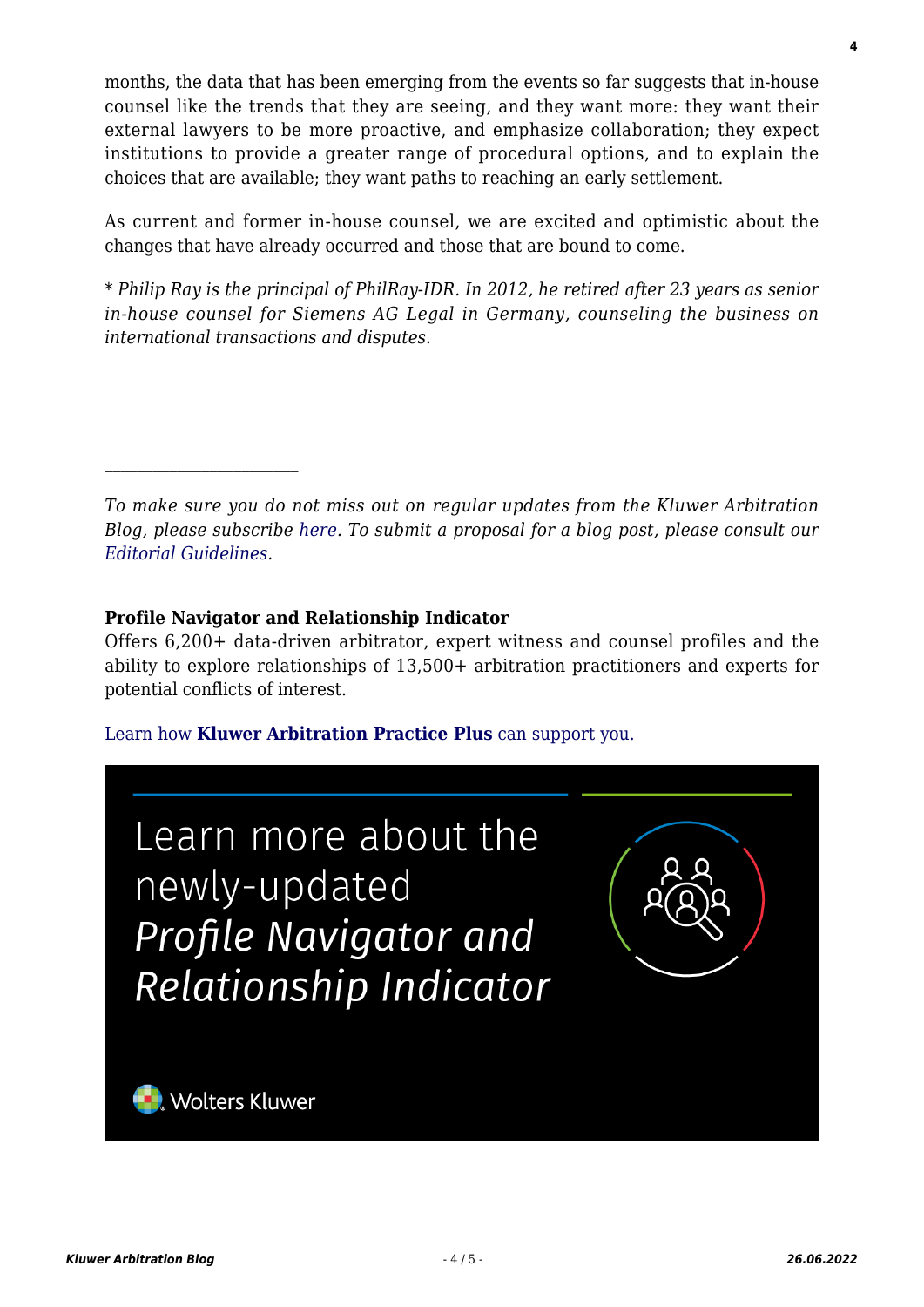months, the data that has been emerging from the events so far suggests that in-house counsel like the trends that they are seeing, and they want more: they want their external lawyers to be more proactive, and emphasize collaboration; they expect institutions to provide a greater range of procedural options, and to explain the choices that are available; they want paths to reaching an early settlement.

As current and former in-house counsel, we are excited and optimistic about the changes that have already occurred and those that are bound to come.

*\* Philip Ray is the principal of PhilRay-IDR. In 2012, he retired after 23 years as senior in-house counsel for Siemens AG Legal in Germany, counseling the business on international transactions and disputes.*

---

*To make sure you do not miss out on regular updates from the Kluwer Arbitration Blog, please subscribe here. To submit a proposal for a blog post, please consult our Editorial Guidelines.*

**Profile Navigator and Relationship Indicator**
Offers 6,200+ data-driven arbitrator, expert witness and counsel profiles and the ability to explore relationships of 13,500+ arbitration practitioners and experts for potential conflicts of interest.

Learn how **Kluwer Arbitration Practice Plus** can support you.

Learn more about the newly-updated *Profile Navigator and Relationship Indicator*

Wolters Kluwer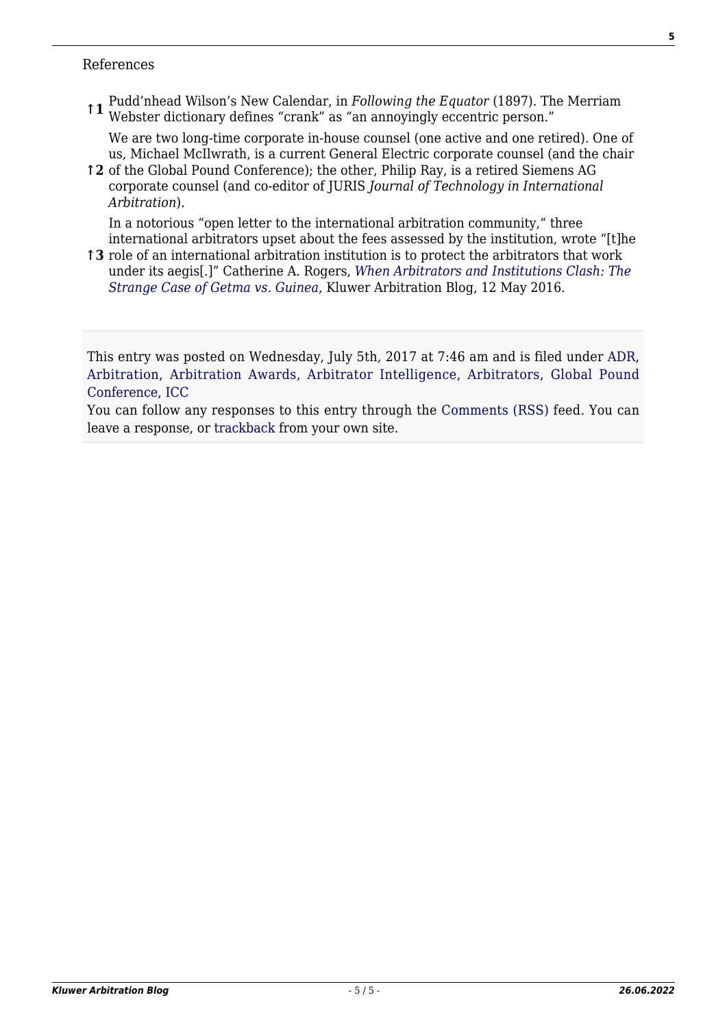References

↑**1** Pudd'nhead Wilson's New Calendar, in *Following the Equator* (1897). The Merriam Webster dictionary defines "crank" as "an annoyingly eccentric person."

↑**2** We are two long-time corporate in-house counsel (one active and one retired). One of us, Michael McIlwrath, is a current General Electric corporate counsel (and the chair of the Global Pound Conference); the other, Philip Ray, is a retired Siemens AG corporate counsel (and co-editor of JURIS *Journal of Technology in International Arbitration*).

↑**3** In a notorious "open letter to the international arbitration community," three international arbitrators upset about the fees assessed by the institution, wrote "[t]he role of an international arbitration institution is to protect the arbitrators that work under its aegis[.]" Catherine A. Rogers, *When Arbitrators and Institutions Clash: The Strange Case of Getma vs. Guinea*, Kluwer Arbitration Blog, 12 May 2016.

This entry was posted on Wednesday, July 5th, 2017 at 7:46 am and is filed under ADR, Arbitration, Arbitration Awards, Arbitrator Intelligence, Arbitrators, Global Pound Conference, ICC

You can follow any responses to this entry through the Comments (RSS) feed. You can leave a response, or trackback from your own site.